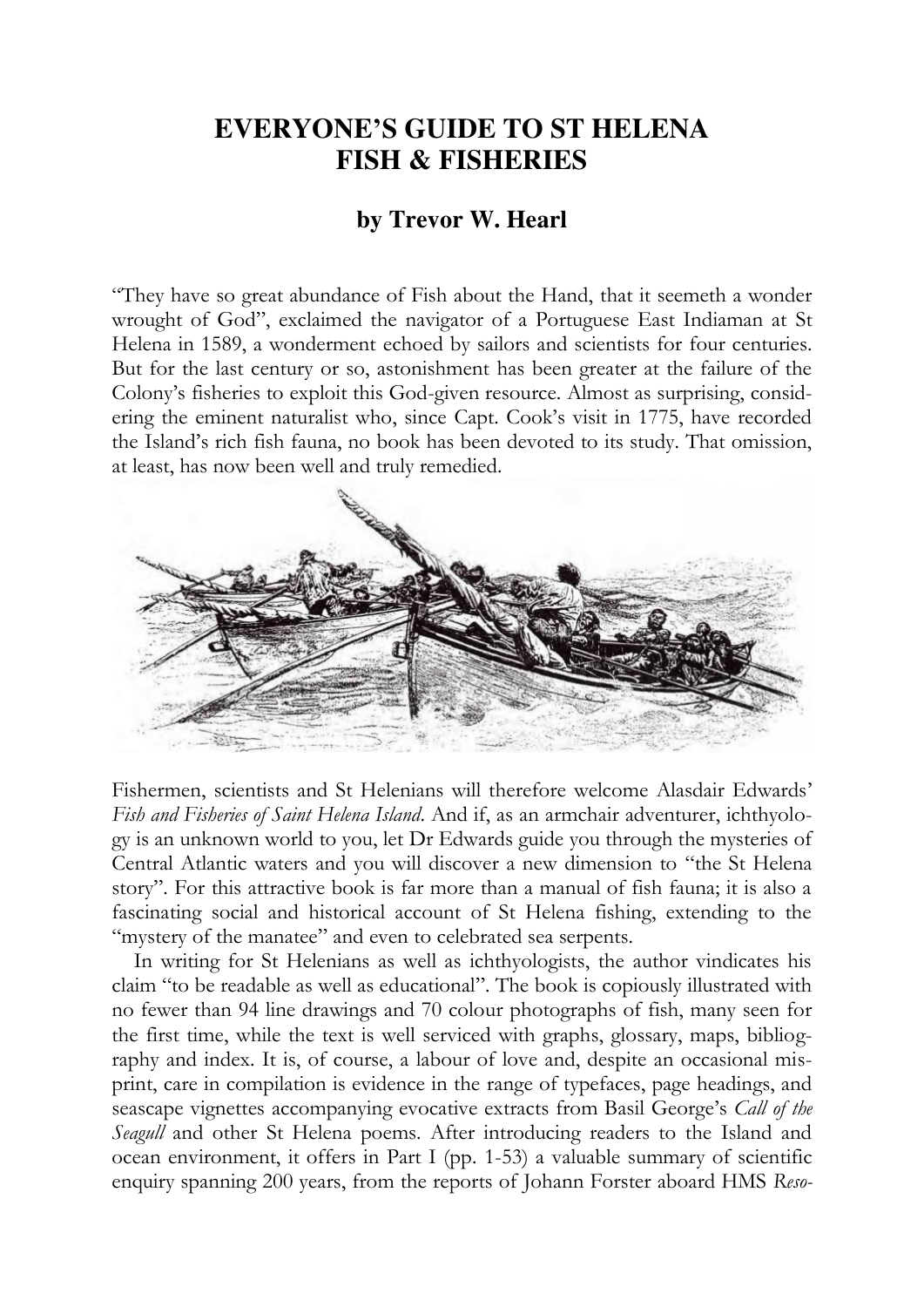# EVERYONE'S GUIDE TO ST HELENA FISH & FISHERIES

## by Trevor W. Hearl

"They have so great abundance of Fish about the Hand, that it seemeth a wonder wrought of God", exclaimed the navigator of a Portuguese East Indiaman at St Helena in 1589, a wonderment echoed by sailors and scientists for four centuries. But for the last century or so, astonishment has been greater at the failure of the Colony's fisheries to exploit this God-given resource. Almost as surprising, considering the eminent naturalist who, since Capt. Cook's visit in 1775, have recorded the Island's rich fish fauna, no book has been devoted to its study. That omission, at least, has now been well and truly remedied.

Fishermen, scientists and St Helenians will therefore welcome Alasdair Edwards' *Fish and Fisheries of Saint Helena Island*. And if, as an armchair adventurer, ichthyology is an unknown world to you, let Dr Edwards guide you through the mysteries of Central Atlantic waters and you will discover a new dimension to "the St Helena story". For this attractive book is far more than a manual of fish fauna; it is also a fascinating social and historical account of St Helena fishing, extending to the "mystery of the manatee" and even to celebrated sea serpents.

In writing for St Helenians as well as ichthyologists, the author vindicates his claim "to be readable as well as educational". The book is copiously illustrated with no fewer than 94 line drawings and 70 colour photographs of fish, many seen for the first time, while the text is well serviced with graphs, glossary, maps, bibliography and index. It is, of course, a labour of love and, despite an occasional misprint, care in compilation is evidence in the range of typefaces, page headings, and seascape vignettes accompanying evocative extracts from Basil George's *Call of the Seagull* and other St Helena poems. After introducing readers to the Island and ocean environment, it offers in Part I (pp. 1-53) a valuable summary of scientific enquiry spanning 200 years, from the reports of Johann Forster aboard HMS *Reso-*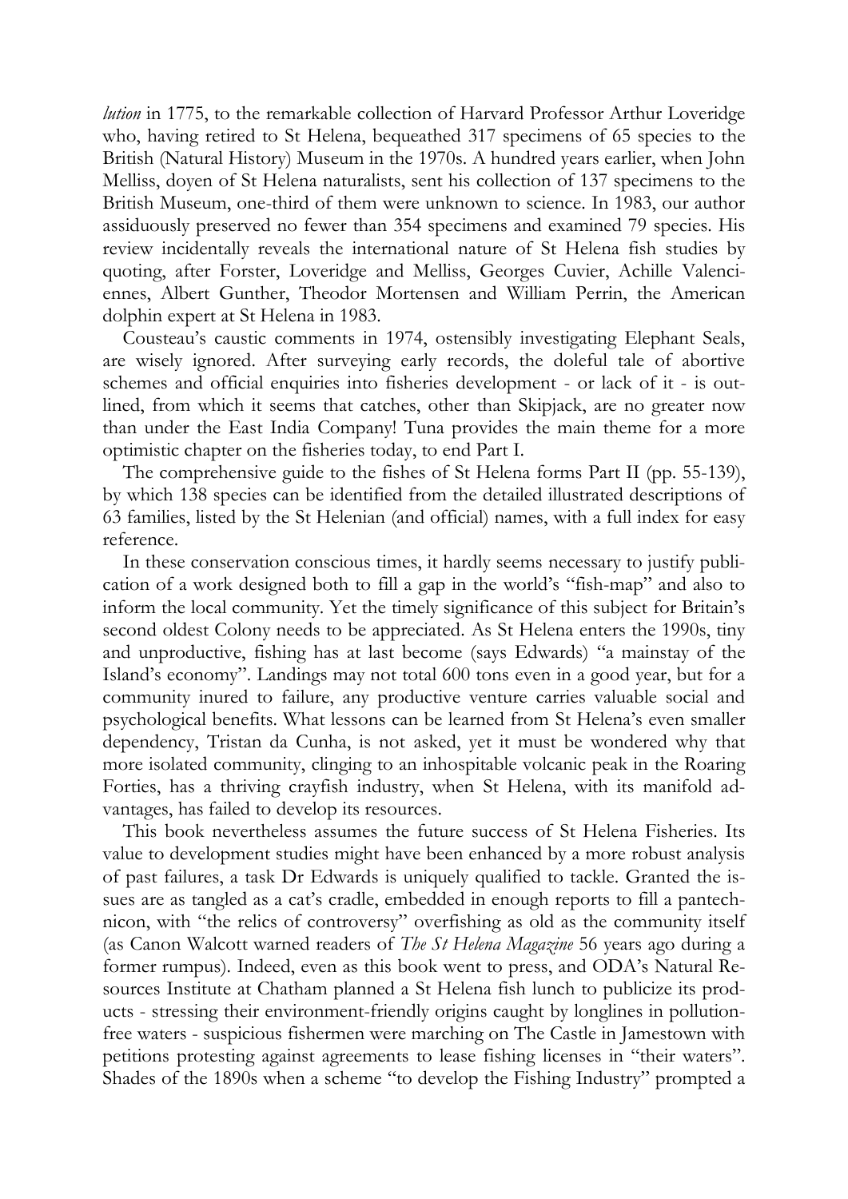*lution* in 1775, to the remarkable collection of Harvard Professor Arthur Loveridge who, having retired to St Helena, bequeathed 317 specimens of 65 species to the British (Natural History) Museum in the 1970s. A hundred years earlier, when John Melliss, doyen of St Helena naturalists, sent his collection of 137 specimens to the British Museum, one-third of them were unknown to science. In 1983, our author assiduously preserved no fewer than 354 specimens and examined 79 species. His review incidentally reveals the international nature of St Helena fish studies by quoting, after Forster, Loveridge and Melliss, Georges Cuvier, Achille Valenciennes, Albert Gunther, Theodor Mortensen and William Perrin, the American dolphin expert at St Helena in 1983.

Cousteau's caustic comments in 1974, ostensibly investigating Elephant Seals, are wisely ignored. After surveying early records, the doleful tale of abortive schemes and official enquiries into fisheries development - or lack of it - is outlined, from which it seems that catches, other than Skipjack, are no greater now than under the East India Company! Tuna provides the main theme for a more optimistic chapter on the fisheries today, to end Part I.

The comprehensive guide to the fishes of St Helena forms Part II (pp. 55-139), by which 138 species can be identified from the detailed illustrated descriptions of 63 families, listed by the St Helenian (and official) names, with a full index for easy reference.

In these conservation conscious times, it hardly seems necessary to justify publication of a work designed both to fill a gap in the world's "fish-map" and also to inform the local community. Yet the timely significance of this subject for Britain's second oldest Colony needs to be appreciated. As St Helena enters the 1990s, tiny and unproductive, fishing has at last become (says Edwards) "a mainstay of the Island's economy". Landings may not total 600 tons even in a good year, but for a community inured to failure, any productive venture carries valuable social and psychological benefits. What lessons can be learned from St Helena's even smaller dependency, Tristan da Cunha, is not asked, yet it must be wondered why that more isolated community, clinging to an inhospitable volcanic peak in the Roaring Forties, has a thriving crayfish industry, when St Helena, with its manifold advantages, has failed to develop its resources.

This book nevertheless assumes the future success of St Helena Fisheries. Its value to development studies might have been enhanced by a more robust analysis of past failures, a task Dr Edwards is uniquely qualified to tackle. Granted the issues are as tangled as a cat's cradle, embedded in enough reports to fill a pantechnicon, with "the relics of controversy" overfishing as old as the community itself (as Canon Walcott warned readers of *The St Helena Magazine* 56 years ago during a former rumpus). Indeed, even as this book went to press, and ODA's Natural Resources Institute at Chatham planned a St Helena fish lunch to publicize its products - stressing their environment-friendly origins caught by longlines in pollution-free waters - suspicious fishermen were marching on The Castle in Jamestown with petitions protesting against agreements to lease fishing licenses in "their waters". Shades of the 1890s when a scheme "to develop the Fishing Industry" prompted a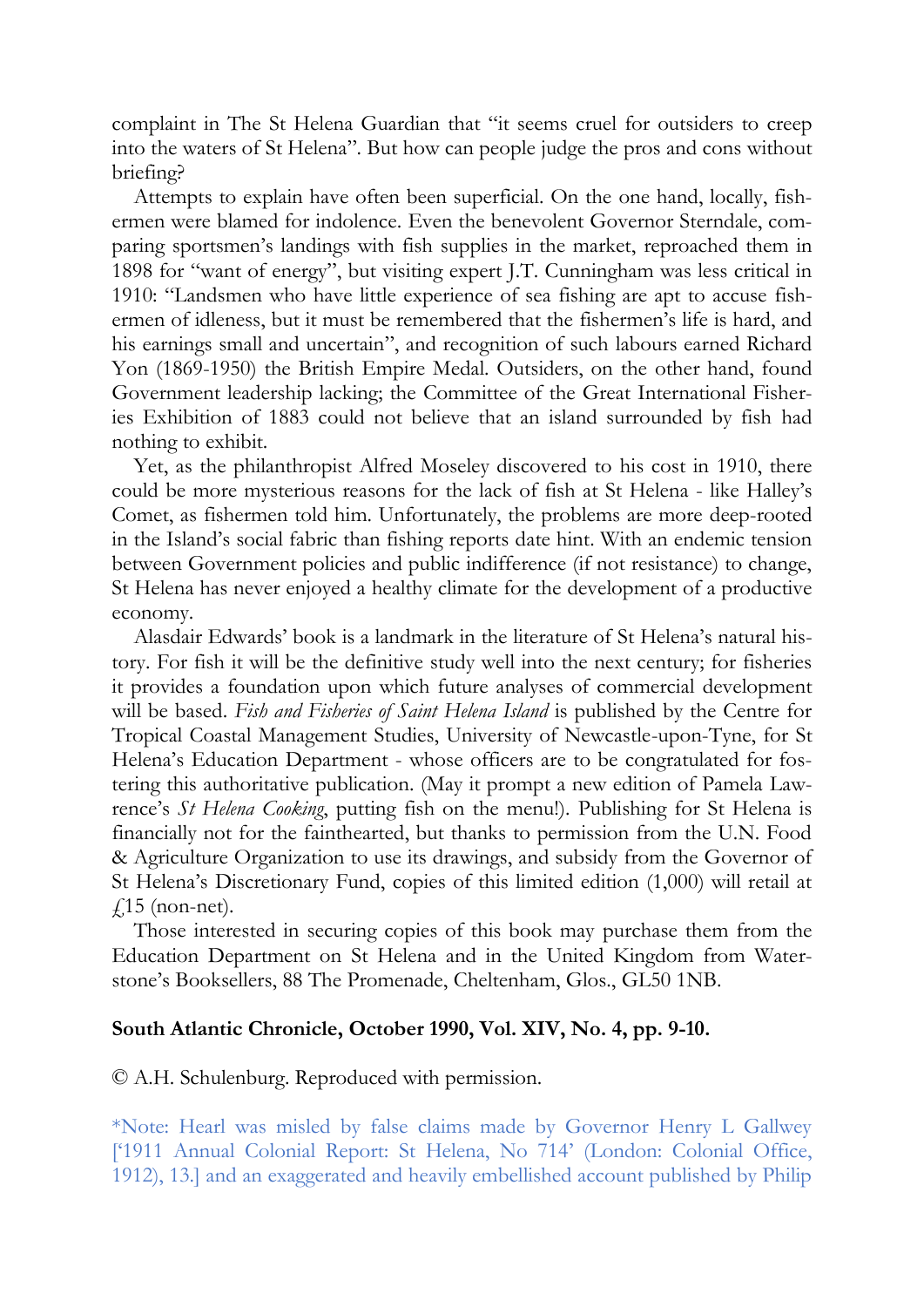complaint in The St Helena Guardian that "it seems cruel for outsiders to creep into the waters of St Helena". But how can people judge the pros and cons without briefing?

Attempts to explain have often been superficial. On the one hand, locally, fishermen were blamed for indolence. Even the benevolent Governor Sterndale, comparing sportsmen's landings with fish supplies in the market, reproached them in 1898 for "want of energy", but visiting expert J.T. Cunningham was less critical in 1910: "Landsmen who have little experience of sea fishing are apt to accuse fishermen of idleness, but it must be remembered that the fishermen's life is hard, and his earnings small and uncertain", and recognition of such labours earned Richard Yon (1869-1950) the British Empire Medal. Outsiders, on the other hand, found Government leadership lacking; the Committee of the Great International Fisheries Exhibition of 1883 could not believe that an island surrounded by fish had nothing to exhibit.

Yet, as the philanthropist Alfred Moseley discovered to his cost in 1910, there could be more mysterious reasons for the lack of fish at St Helena - like Halley's Comet, as fishermen told him. Unfortunately, the problems are more deep-rooted in the Island's social fabric than fishing reports date hint. With an endemic tension between Government policies and public indifference (if not resistance) to change, St Helena has never enjoyed a healthy climate for the development of a productive economy.

Alasdair Edwards' book is a landmark in the literature of St Helena's natural history. For fish it will be the definitive study well into the next century; for fisheries it provides a foundation upon which future analyses of commercial development will be based. *Fish and Fisheries of Saint Helena Island* is published by the Centre for Tropical Coastal Management Studies, University of Newcastle-upon-Tyne, for St Helena's Education Department - whose officers are to be congratulated for fostering this authoritative publication. (May it prompt a new edition of Pamela Lawrence's *St Helena Cooking*, putting fish on the menu!). Publishing for St Helena is financially not for the fainthearted, but thanks to permission from the U.N. Food & Agriculture Organization to use its drawings, and subsidy from the Governor of St Helena's Discretionary Fund, copies of this limited edition (1,000) will retail at £15 (non-net).

Those interested in securing copies of this book may purchase them from the Education Department on St Helena and in the United Kingdom from Waterstone's Booksellers, 88 The Promenade, Cheltenham, Glos., GL50 1NB.

**South Atlantic Chronicle, October 1990, Vol. XIV, No. 4, pp. 9-10.**

© A.H. Schulenburg. Reproduced with permission.

*Note: Hearl was misled by false claims made by Governor Henry L Gallwey ['1911 Annual Colonial Report: St Helena, No 714' (London: Colonial Office, 1912), 13.] and an exaggerated and heavily embellished account published by Philip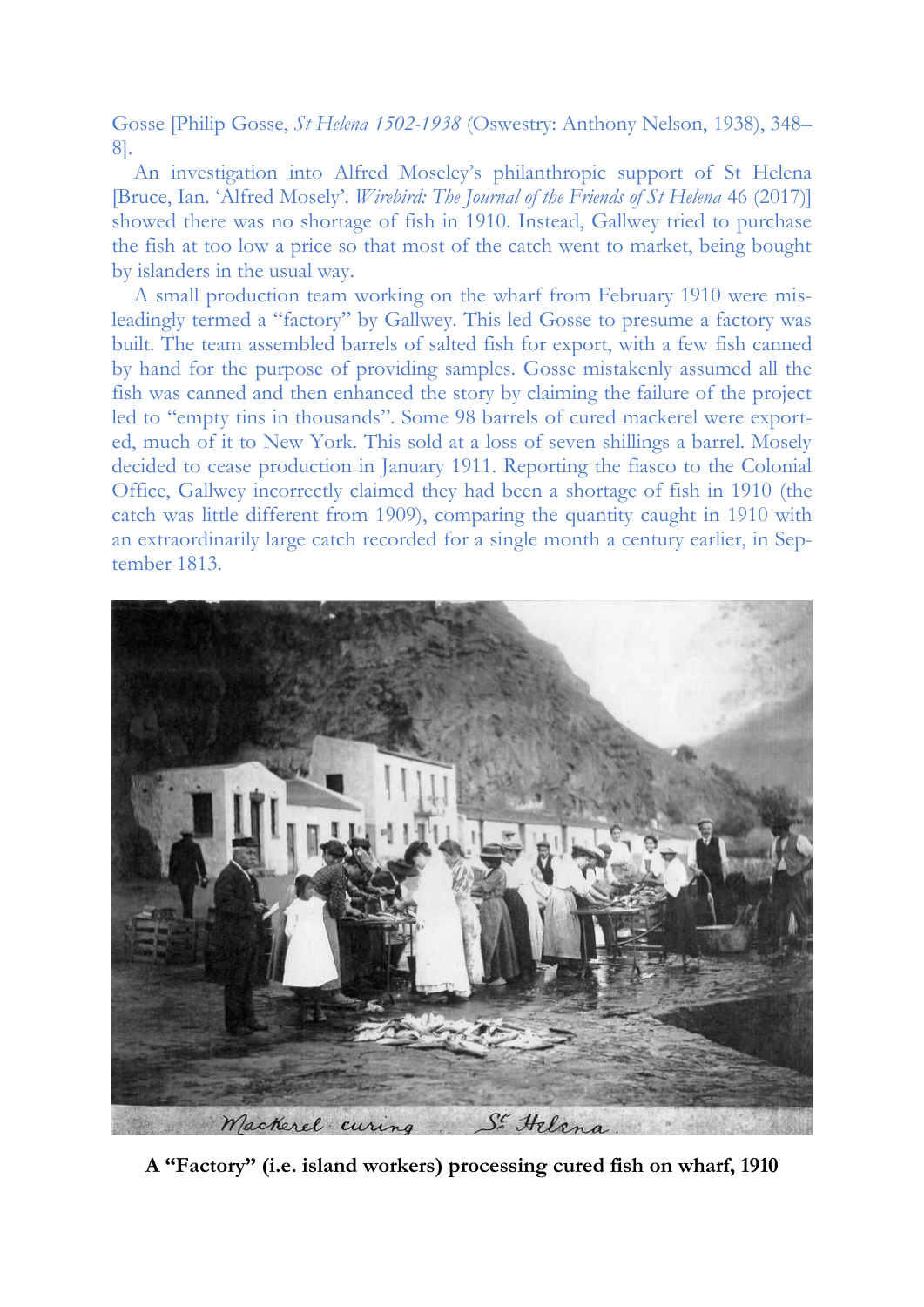Gosse [Philip Gosse, *St Helena 1502-1938* (Oswestry: Anthony Nelson, 1938), 348–8].

An investigation into Alfred Moseley's philanthropic support of St Helena [Bruce, Ian. 'Alfred Mosely'. *Wirebird: The Journal of the Friends of St Helena* 46 (2017)] showed there was no shortage of fish in 1910. Instead, Gallwey tried to purchase the fish at too low a price so that most of the catch went to market, being bought by islanders in the usual way.

A small production team working on the wharf from February 1910 were misleadingly termed a "factory" by Gallwey. This led Gosse to presume a factory was built. The team assembled barrels of salted fish for export, with a few fish canned by hand for the purpose of providing samples. Gosse mistakenly assumed all the fish was canned and then enhanced the story by claiming the failure of the project led to "empty tins in thousands". Some 98 barrels of cured mackerel were exported, much of it to New York. This sold at a loss of seven shillings a barrel. Mosely decided to cease production in January 1911. Reporting the fiasco to the Colonial Office, Gallwey incorrectly claimed they had been a shortage of fish in 1910 (the catch was little different from 1909), comparing the quantity caught in 1910 with an extraordinarily large catch recorded for a single month a century earlier, in September 1813.

**A "Factory" (i.e. island workers) processing cured fish on wharf, 1910**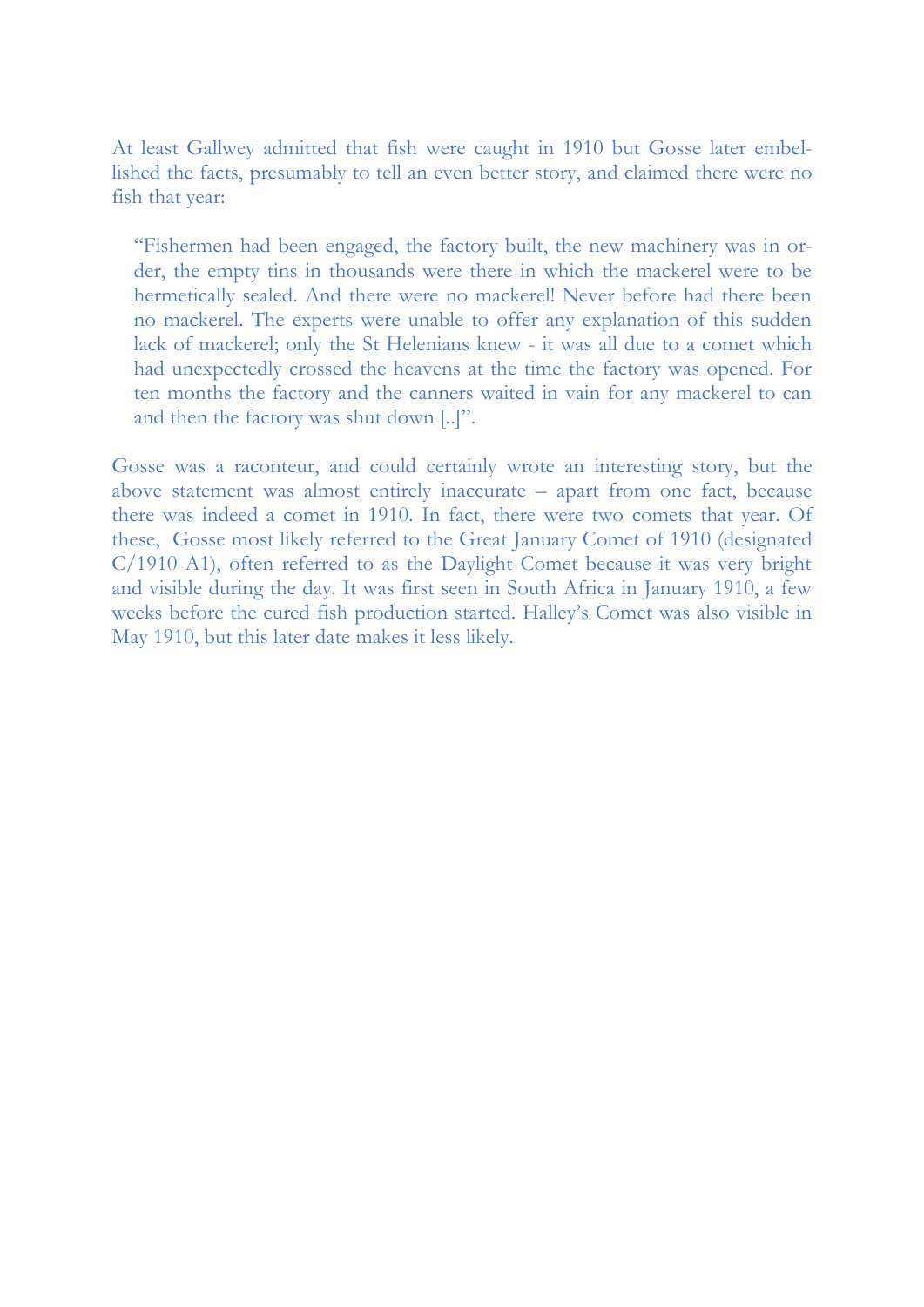At least Gallwey admitted that fish were caught in 1910 but Gosse later embellished the facts, presumably to tell an even better story, and claimed there were no fish that year:

> "Fishermen had been engaged, the factory built, the new machinery was in order, the empty tins in thousands were there in which the mackerel were to be hermetically sealed. And there were no mackerel! Never before had there been no mackerel. The experts were unable to offer any explanation of this sudden lack of mackerel; only the St Helenians knew - it was all due to a comet which had unexpectedly crossed the heavens at the time the factory was opened. For ten months the factory and the canners waited in vain for any mackerel to can and then the factory was shut down [..]".

Gosse was a raconteur, and could certainly wrote an interesting story, but the above statement was almost entirely inaccurate – apart from one fact, because there was indeed a comet in 1910. In fact, there were two comets that year. Of these, Gosse most likely referred to the Great January Comet of 1910 (designated C/1910 A1), often referred to as the Daylight Comet because it was very bright and visible during the day. It was first seen in South Africa in January 1910, a few weeks before the cured fish production started. Halley's Comet was also visible in May 1910, but this later date makes it less likely.